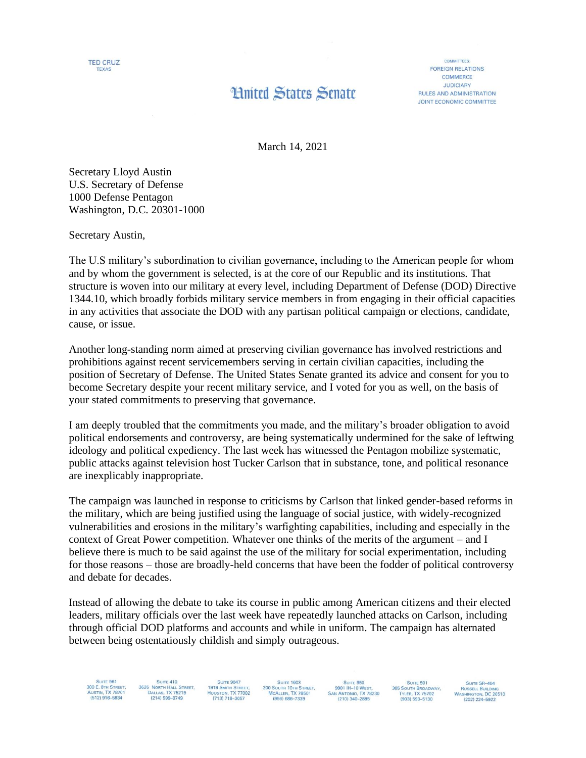TED CRUZ
TEXAS

# United States Senate

COMMITTEES:
FOREIGN RELATIONS
COMMERCE
JUDICIARY
RULES AND ADMINISTRATION
JOINT ECONOMIC COMMITTEE

March 14, 2021

Secretary Lloyd Austin
U.S. Secretary of Defense
1000 Defense Pentagon
Washington, D.C. 20301-1000

Secretary Austin,

The U.S military's subordination to civilian governance, including to the American people for whom and by whom the government is selected, is at the core of our Republic and its institutions. That structure is woven into our military at every level, including Department of Defense (DOD) Directive 1344.10, which broadly forbids military service members in from engaging in their official capacities in any activities that associate the DOD with any partisan political campaign or elections, candidate, cause, or issue.

Another long-standing norm aimed at preserving civilian governance has involved restrictions and prohibitions against recent servicemembers serving in certain civilian capacities, including the position of Secretary of Defense. The United States Senate granted its advice and consent for you to become Secretary despite your recent military service, and I voted for you as well, on the basis of your stated commitments to preserving that governance.

I am deeply troubled that the commitments you made, and the military's broader obligation to avoid political endorsements and controversy, are being systematically undermined for the sake of leftwing ideology and political expediency. The last week has witnessed the Pentagon mobilize systematic, public attacks against television host Tucker Carlson that in substance, tone, and political resonance are inexplicably inappropriate.

The campaign was launched in response to criticisms by Carlson that linked gender-based reforms in the military, which are being justified using the language of social justice, with widely-recognized vulnerabilities and erosions in the military's warfighting capabilities, including and especially in the context of Great Power competition. Whatever one thinks of the merits of the argument – and I believe there is much to be said against the use of the military for social experimentation, including for those reasons – those are broadly-held concerns that have been the fodder of political controversy and debate for decades.

Instead of allowing the debate to take its course in public among American citizens and their elected leaders, military officials over the last week have repeatedly launched attacks on Carlson, including through official DOD platforms and accounts and while in uniform. The campaign has alternated between being ostentatiously childish and simply outrageous.

Suite 961, 300 E. 8th Street, Austin, TX 78701, (512) 916-5834 | Suite 410, 3626 North Hall Street, Dallas, TX 75219, (214) 599-8749 | Suite 9047, 1919 Smith Street, Houston, TX 77002, (713) 718-3057 | Suite 1603, 200 South 10th Street, McAllen, TX 78501, (956) 686-7339 | Suite 950, 9901 IH-10 West, San Antonio, TX 78230, (210) 340-2885 | Suite 501, 305 South Broadway, Tyler, TX 75702, (903) 593-5130 | Suite SR-404, Russell Building, Washington, DC 20510, (202) 224-5922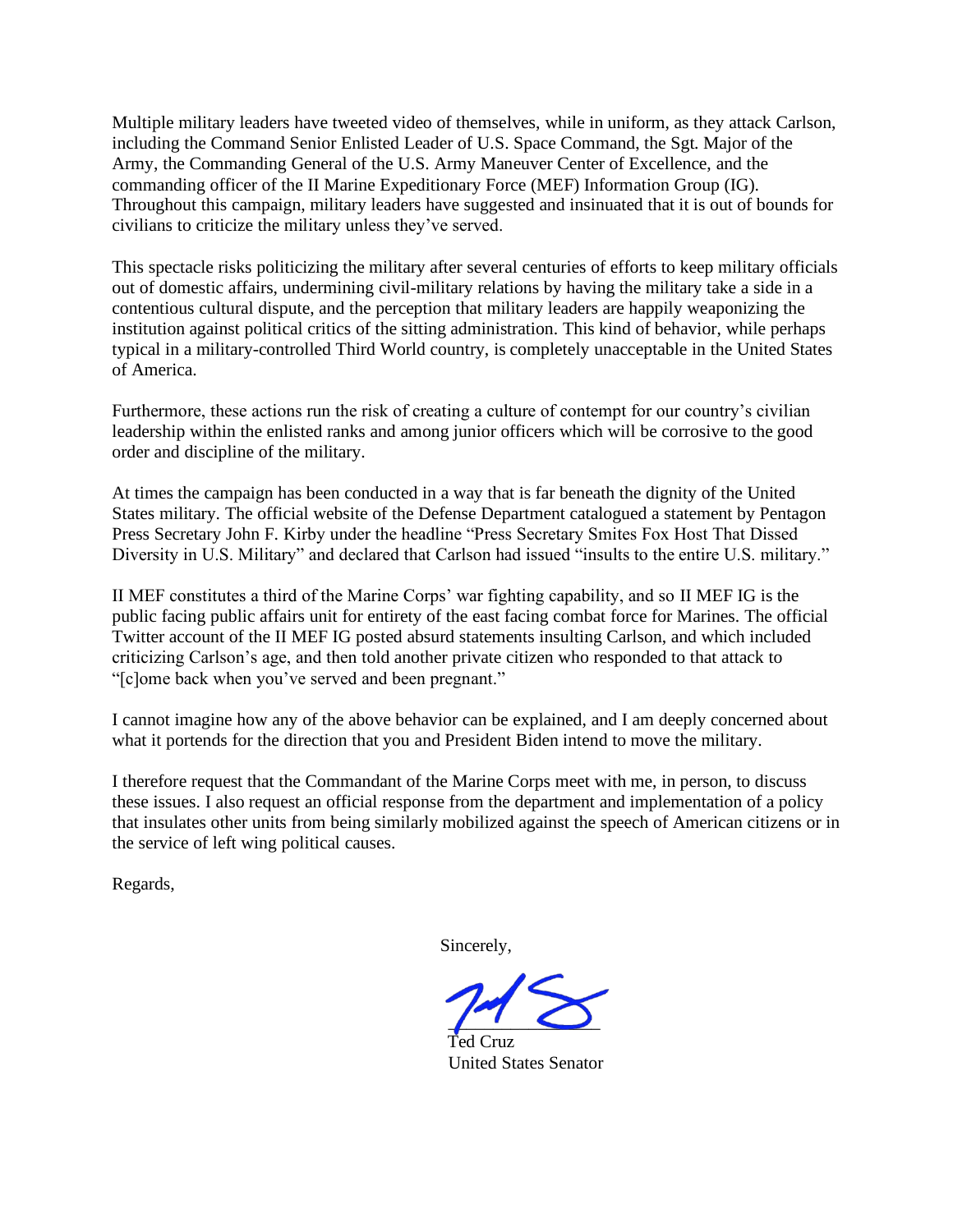Multiple military leaders have tweeted video of themselves, while in uniform, as they attack Carlson, including the Command Senior Enlisted Leader of U.S. Space Command, the Sgt. Major of the Army, the Commanding General of the U.S. Army Maneuver Center of Excellence, and the commanding officer of the II Marine Expeditionary Force (MEF) Information Group (IG). Throughout this campaign, military leaders have suggested and insinuated that it is out of bounds for civilians to criticize the military unless they've served.

This spectacle risks politicizing the military after several centuries of efforts to keep military officials out of domestic affairs, undermining civil-military relations by having the military take a side in a contentious cultural dispute, and the perception that military leaders are happily weaponizing the institution against political critics of the sitting administration. This kind of behavior, while perhaps typical in a military-controlled Third World country, is completely unacceptable in the United States of America.

Furthermore, these actions run the risk of creating a culture of contempt for our country's civilian leadership within the enlisted ranks and among junior officers which will be corrosive to the good order and discipline of the military.

At times the campaign has been conducted in a way that is far beneath the dignity of the United States military. The official website of the Defense Department catalogued a statement by Pentagon Press Secretary John F. Kirby under the headline "Press Secretary Smites Fox Host That Dissed Diversity in U.S. Military" and declared that Carlson had issued "insults to the entire U.S. military."

II MEF constitutes a third of the Marine Corps' war fighting capability, and so II MEF IG is the public facing public affairs unit for entirety of the east facing combat force for Marines. The official Twitter account of the II MEF IG posted absurd statements insulting Carlson, and which included criticizing Carlson's age, and then told another private citizen who responded to that attack to "[c]ome back when you've served and been pregnant."

I cannot imagine how any of the above behavior can be explained, and I am deeply concerned about what it portends for the direction that you and President Biden intend to move the military.

I therefore request that the Commandant of the Marine Corps meet with me, in person, to discuss these issues. I also request an official response from the department and implementation of a policy that insulates other units from being similarly mobilized against the speech of American citizens or in the service of left wing political causes.

Regards,

Sincerely,

Ted Cruz
United States Senator